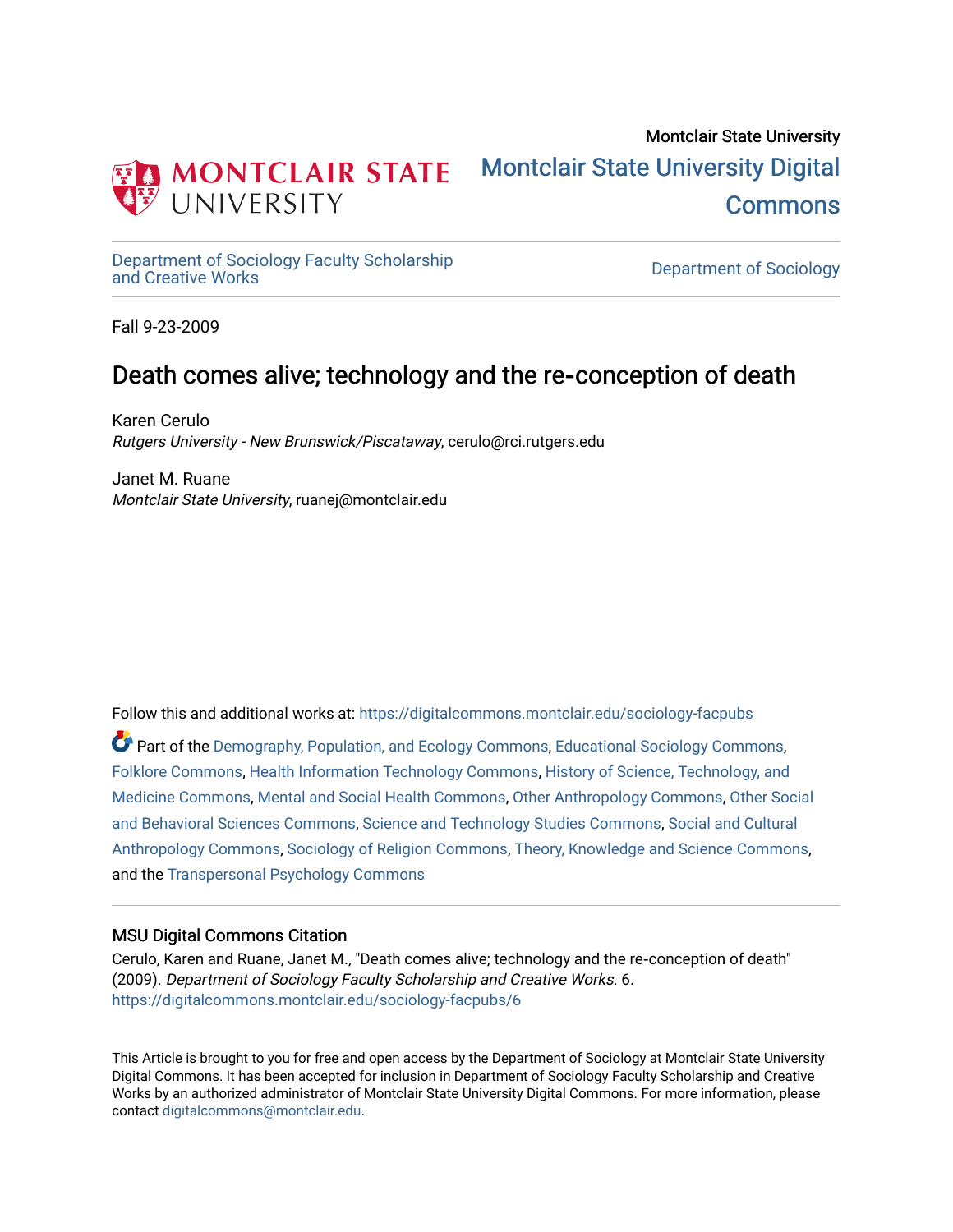Montclair State University

# Montclair State University Digital Commons

Department of Sociology Faculty Scholarship and Creative Works

Department of Sociology

Fall 9-23-2009

## Death comes alive; technology and the re-conception of death

Karen Cerulo
*Rutgers University - New Brunswick/Piscataway*, cerulo@rci.rutgers.edu

Janet M. Ruane
*Montclair State University*, ruanej@montclair.edu

Follow this and additional works at: https://digitalcommons.montclair.edu/sociology-facpubs

Part of the Demography, Population, and Ecology Commons, Educational Sociology Commons, Folklore Commons, Health Information Technology Commons, History of Science, Technology, and Medicine Commons, Mental and Social Health Commons, Other Anthropology Commons, Other Social and Behavioral Sciences Commons, Science and Technology Studies Commons, Social and Cultural Anthropology Commons, Sociology of Religion Commons, Theory, Knowledge and Science Commons, and the Transpersonal Psychology Commons

### MSU Digital Commons Citation

Cerulo, Karen and Ruane, Janet M., "Death comes alive; technology and the re-conception of death" (2009). *Department of Sociology Faculty Scholarship and Creative Works.* 6.
https://digitalcommons.montclair.edu/sociology-facpubs/6

This Article is brought to you for free and open access by the Department of Sociology at Montclair State University Digital Commons. It has been accepted for inclusion in Department of Sociology Faculty Scholarship and Creative Works by an authorized administrator of Montclair State University Digital Commons. For more information, please contact digitalcommons@montclair.edu.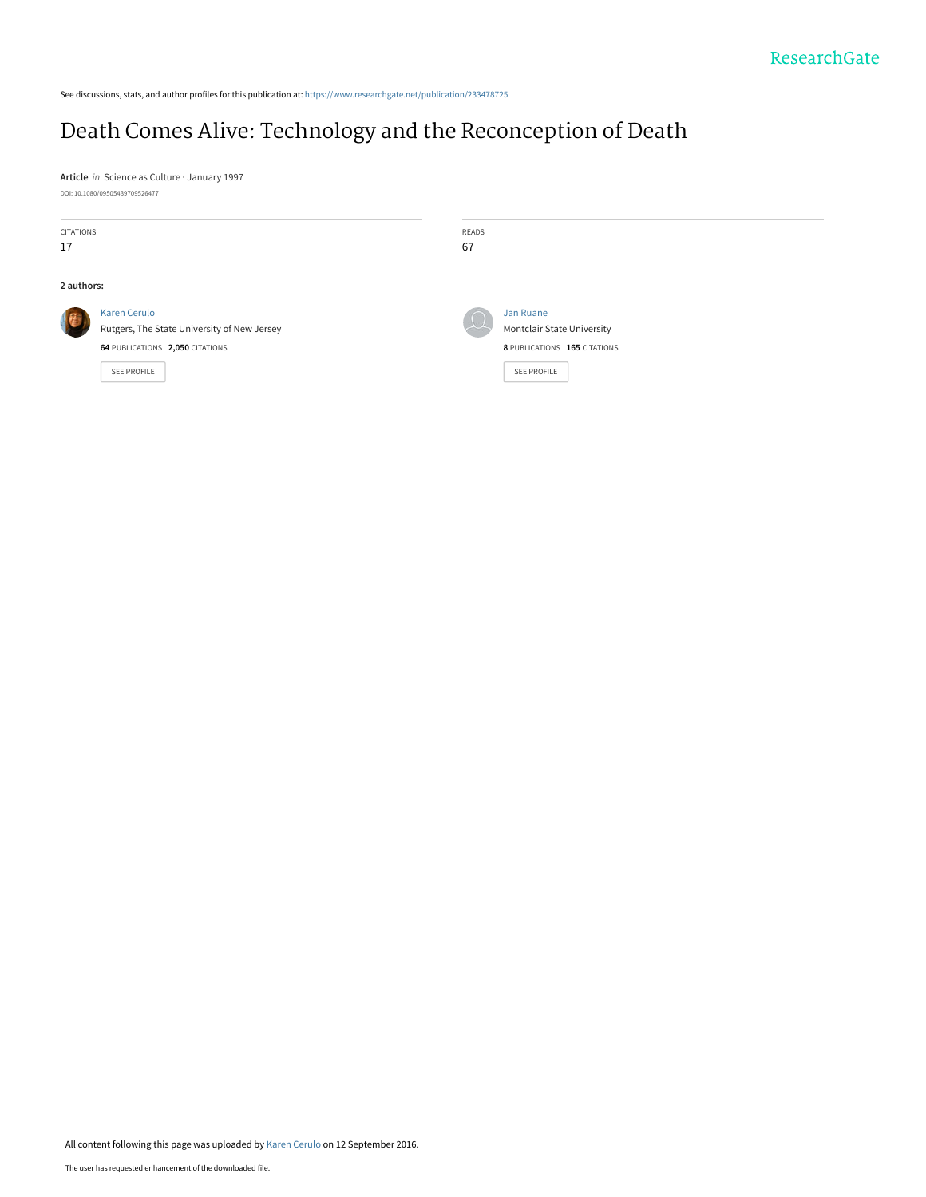See discussions, stats, and author profiles for this publication at: https://www.researchgate.net/publication/233478725

# Death Comes Alive: Technology and the Reconception of Death

**Article** *in* Science as Culture · January 1997

DOI: 10.1080/09505439709526477

CITATIONS
17

READS
67

**2 authors:**

Karen Cerulo
Rutgers, The State University of New Jersey
**64** PUBLICATIONS **2,050** CITATIONS

SEE PROFILE

Jan Ruane
Montclair State University
**8** PUBLICATIONS **165** CITATIONS

SEE PROFILE

All content following this page was uploaded by Karen Cerulo on 12 September 2016.

The user has requested enhancement of the downloaded file.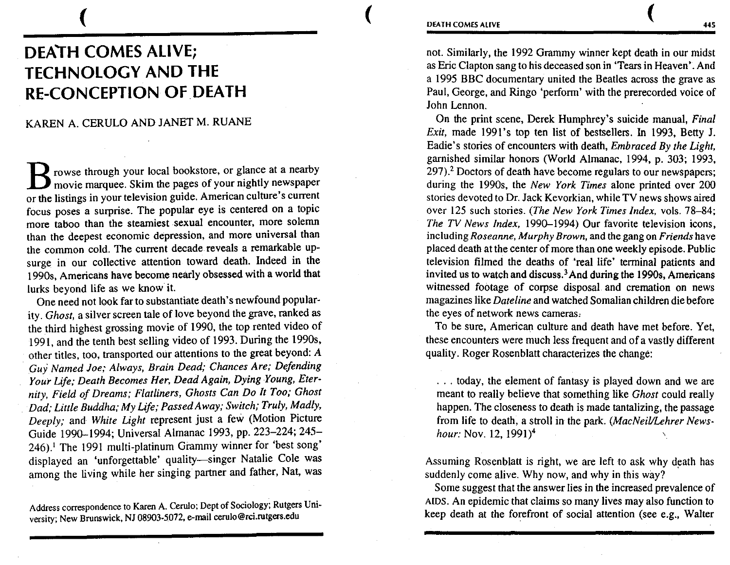# DEATH COMES ALIVE; TECHNOLOGY AND THE RE-CONCEPTION OF DEATH

KAREN A. CERULO AND JANET M. RUANE

Browse through your local bookstore, or glance at a nearby movie marquee. Skim the pages of your nightly newspaper or the listings in your television guide. American culture's current focus poses a surprise. The popular eye is centered on a topic more taboo than the steamiest sexual encounter, more solemn than the deepest economic depression, and more universal than the common cold. The current decade reveals a remarkable upsurge in our collective attention toward death. Indeed in the 1990s, Americans have become nearly obsessed with a world that lurks beyond life as we know it.

One need not look far to substantiate death's newfound popularity. *Ghost*, a silver screen tale of love beyond the grave, ranked as the third highest grossing movie of 1990, the top rented video of 1991, and the tenth best selling video of 1993. During the 1990s, other titles, too, transported our attentions to the great beyond: *A Guy Named Joe; Always, Brain Dead; Chances Are; Defending Your Life; Death Becomes Her, Dead Again, Dying Young, Eternity, Field of Dreams; Flatliners, Ghosts Can Do It Too; Ghost Dad; Little Buddha; My Life; Passed Away; Switch; Truly, Madly, Deeply;* and *White Light* represent just a few (Motion Picture Guide 1990–1994; Universal Almanac 1993, pp. 223–224; 245–246).[1] The 1991 multi-platinum Grammy winner for 'best song' displayed an 'unforgettable' quality—singer Natalie Cole was among the living while her singing partner and father, Nat, was not. Similarly, the 1992 Grammy winner kept death in our midst as Eric Clapton sang to his deceased son in 'Tears in Heaven'. And a 1995 BBC documentary united the Beatles across the grave as Paul, George, and Ringo 'perform' with the prerecorded voice of John Lennon.

On the print scene, Derek Humphrey's suicide manual, *Final Exit*, made 1991's top ten list of bestsellers. In 1993, Betty J. Eadie's stories of encounters with death, *Embraced By the Light*, garnished similar honors (World Almanac, 1994, p. 303; 1993, 297).[2] Doctors of death have become regulars to our newspapers; during the 1990s, the *New York Times* alone printed over 200 stories devoted to Dr. Jack Kevorkian, while TV news shows aired over 125 such stories. (*The New York Times Index*, vols. 78–84; *The TV News Index*, 1990–1994) Our favorite television icons, including *Roseanne*, *Murphy Brown*, and the gang on *Friends* have placed death at the center of more than one weekly episode. Public television filmed the deaths of 'real life' terminal patients and invited us to watch and discuss.[3] And during the 1990s, Americans witnessed footage of corpse disposal and cremation on news magazines like *Dateline* and watched Somalian children die before the eyes of network news cameras.

To be sure, American culture and death have met before. Yet, these encounters were much less frequent and of a vastly different quality. Roger Rosenblatt characterizes the change:

> . . . today, the element of fantasy is played down and we are meant to really believe that something like *Ghost* could really happen. The closeness to death is made tantalizing, the passage from life to death, a stroll in the park. (*MacNeil/Lehrer Newshour*: Nov. 12, 1991)[4]

Assuming Rosenblatt is right, we are left to ask why death has suddenly come alive. Why now, and why in this way?

Some suggest that the answer lies in the increased prevalence of AIDS. An epidemic that claims so many lives may also function to keep death at the forefront of social attention (see e.g., Walter

Address correspondence to Karen A. Cerulo; Dept of Sociology; Rutgers University; New Brunswick, NJ 08903-5072, e-mail cerulo@rci.rutgers.edu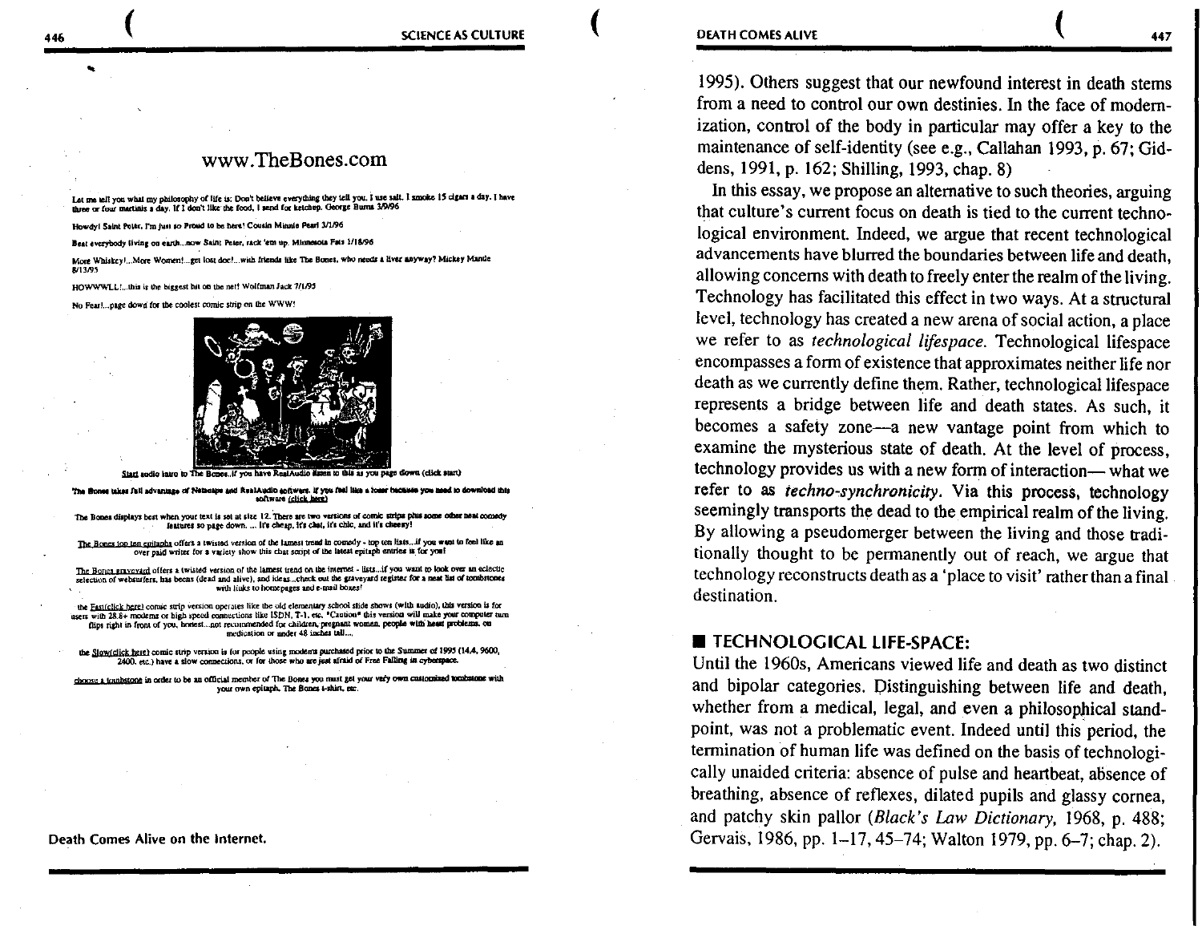www.TheBones.com

Let me tell you what my philosophy of life is: Don't believe everything they tell you. I use salt. I smoke 15 cigars a day. I have three or four martinis a day. If I don't like the food, I send for ketchup. George Burns 3/9/96

Howdy! Saint Peter, I'm just so Proud to be here! Cousin Minnie Pearl 3/1/96

Beat everybody living on earth...now Saint Peter, rack 'em up. Minnesota Fats 1/18/96

More Whiskey!...More Women!...get lost doc!...with friends like The Bones, who needs a liver anyway? Mickey Mantle 8/13/95

HOWWWLL!...this is the biggest hit on the net! Wolfman Jack 7/1/95

No Fear!...page down for the coolest comic strip on the WWW!

Start audio intro to The Bones. If you have RealAudio listen to this as you page down (click start)

The Bones takes full advantage of Netscape and RealAudio software. If you feel like a loser because you need to download this software (click here)

The Bones displays best when your text is set at size 12. There are two versions of comic strips plus some other neat comedy features so page down. ... It's cheap, it's chat, it's chic, and it's cheesy!

The Bones top ten epitaphs offers a twisted version of the lamest trend in comedy - top ten lists...if you want to feel like an over paid writer for a variety show this chat script of the latest epitaph entries is for you!

The Bones graveyard offers a twisted version of the lamest trend on the internet - lists...if you want to look over an eclectic selection of websurfers, has beens (dead and alive), and ideas...check out the graveyard register for a neat list of tombstones with links to homepages and e-mail boxes!

the Fast(click here) comic strip version operates like the old elementary school slide shows (with audio), this version is for users with 28.8+ modems or high speed connections like ISDN, T-1, etc. *Caution* this version will make your computer turn flips right in front of you, honest...not recommended for children, pregnant women, people with heart problems, on medication or under 48 inches tall....

the Slow(click here) comic strip version is for people using modems purchased prior to the Summer of 1995 (14.4, 9600, 2400, etc.) have a slow connections, or for those who are just afraid of Free Falling in cyberspace.

choose a tombstone in order to be an official member of The Bones you must get your very own customized tombstone with your own epitaph. The Bones t-shirt, etc.

Death Comes Alive on the Internet.

1995). Others suggest that our newfound interest in death stems from a need to control our own destinies. In the face of modernization, control of the body in particular may offer a key to the maintenance of self-identity (see e.g., Callahan 1993, p. 67; Giddens, 1991, p. 162; Shilling, 1993, chap. 8)

In this essay, we propose an alternative to such theories, arguing that culture's current focus on death is tied to the current technological environment. Indeed, we argue that recent technological advancements have blurred the boundaries between life and death, allowing concerns with death to freely enter the realm of the living. Technology has facilitated this effect in two ways. At a structural level, technology has created a new arena of social action, a place we refer to as *technological lifespace*. Technological lifespace encompasses a form of existence that approximates neither life nor death as we currently define them. Rather, technological lifespace represents a bridge between life and death states. As such, it becomes a safety zone—a new vantage point from which to examine the mysterious state of death. At the level of process, technology provides us with a new form of interaction— what we refer to as *techno-synchronicity*. Via this process, technology seemingly transports the dead to the empirical realm of the living. By allowing a pseudomerger between the living and those traditionally thought to be permanently out of reach, we argue that technology reconstructs death as a 'place to visit' rather than a final destination.

## TECHNOLOGICAL LIFE-SPACE:

Until the 1960s, Americans viewed life and death as two distinct and bipolar categories. Distinguishing between life and death, whether from a medical, legal, and even a philosophical standpoint, was not a problematic event. Indeed until this period, the termination of human life was defined on the basis of technologically unaided criteria: absence of pulse and heartbeat, absence of breathing, absence of reflexes, dilated pupils and glassy cornea, and patchy skin pallor (*Black's Law Dictionary*, 1968, p. 488; Gervais, 1986, pp. 1–17, 45–74; Walton 1979, pp. 6–7; chap. 2).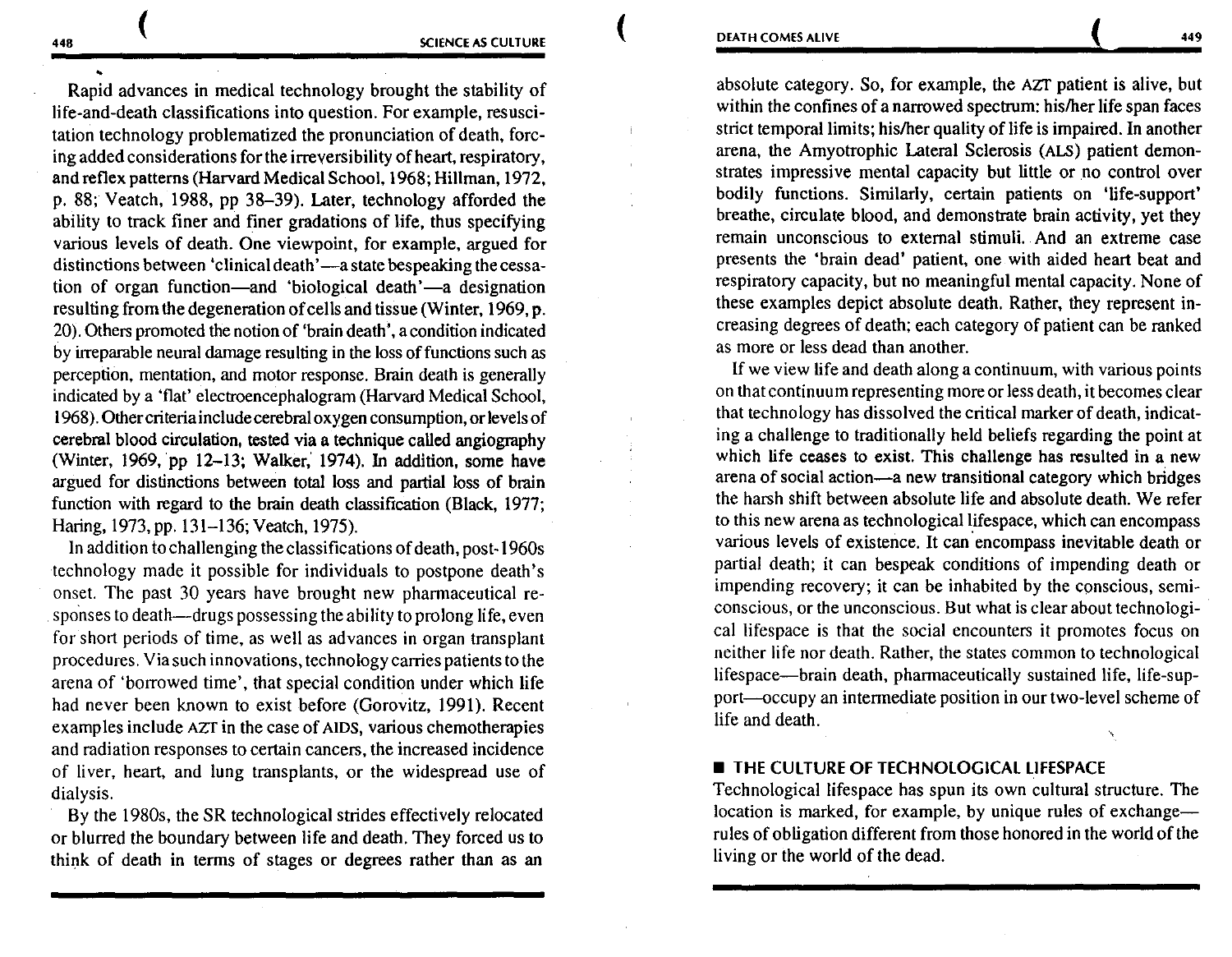Rapid advances in medical technology brought the stability of life-and-death classifications into question. For example, resuscitation technology problematized the pronunciation of death, forcing added considerations for the irreversibility of heart, respiratory, and reflex patterns (Harvard Medical School, 1968; Hillman, 1972, p. 88; Veatch, 1988, pp 38–39). Later, technology afforded the ability to track finer and finer gradations of life, thus specifying various levels of death. One viewpoint, for example, argued for distinctions between 'clinical death'—a state bespeaking the cessation of organ function—and 'biological death'—a designation resulting from the degeneration of cells and tissue (Winter, 1969, p. 20). Others promoted the notion of 'brain death', a condition indicated by irreparable neural damage resulting in the loss of functions such as perception, mentation, and motor response. Brain death is generally indicated by a 'flat' electroencephalogram (Harvard Medical School, 1968). Other criteria include cerebral oxygen consumption, or levels of cerebral blood circulation, tested via a technique called angiography (Winter, 1969, pp 12–13; Walker, 1974). In addition, some have argued for distinctions between total loss and partial loss of brain function with regard to the brain death classification (Black, 1977; Haring, 1973, pp. 131–136; Veatch, 1975).

In addition to challenging the classifications of death, post-1960s technology made it possible for individuals to postpone death's onset. The past 30 years have brought new pharmaceutical responses to death—drugs possessing the ability to prolong life, even for short periods of time, as well as advances in organ transplant procedures. Via such innovations, technology carries patients to the arena of 'borrowed time', that special condition under which life had never been known to exist before (Gorovitz, 1991). Recent examples include AZT in the case of AIDS, various chemotherapies and radiation responses to certain cancers, the increased incidence of liver, heart, and lung transplants, or the widespread use of dialysis.

By the 1980s, the SR technological strides effectively relocated or blurred the boundary between life and death. They forced us to think of death in terms of stages or degrees rather than as an absolute category. So, for example, the AZT patient is alive, but within the confines of a narrowed spectrum: his/her life span faces strict temporal limits; his/her quality of life is impaired. In another arena, the Amyotrophic Lateral Sclerosis (ALS) patient demonstrates impressive mental capacity but little or no control over bodily functions. Similarly, certain patients on 'life-support' breathe, circulate blood, and demonstrate brain activity, yet they remain unconscious to external stimuli. And an extreme case presents the 'brain dead' patient, one with aided heart beat and respiratory capacity, but no meaningful mental capacity. None of these examples depict absolute death. Rather, they represent increasing degrees of death; each category of patient can be ranked as more or less dead than another.

If we view life and death along a continuum, with various points on that continuum representing more or less death, it becomes clear that technology has dissolved the critical marker of death, indicating a challenge to traditionally held beliefs regarding the point at which life ceases to exist. This challenge has resulted in a new arena of social action—a new transitional category which bridges the harsh shift between absolute life and absolute death. We refer to this new arena as technological lifespace, which can encompass various levels of existence. It can encompass inevitable death or partial death; it can bespeak conditions of impending death or impending recovery; it can be inhabited by the conscious, semi-conscious, or the unconscious. But what is clear about technological lifespace is that the social encounters it promotes focus on neither life nor death. Rather, the states common to technological lifespace—brain death, pharmaceutically sustained life, life-support—occupy an intermediate position in our two-level scheme of life and death.

## THE CULTURE OF TECHNOLOGICAL LIFESPACE

Technological lifespace has spun its own cultural structure. The location is marked, for example, by unique rules of exchange—rules of obligation different from those honored in the world of the living or the world of the dead.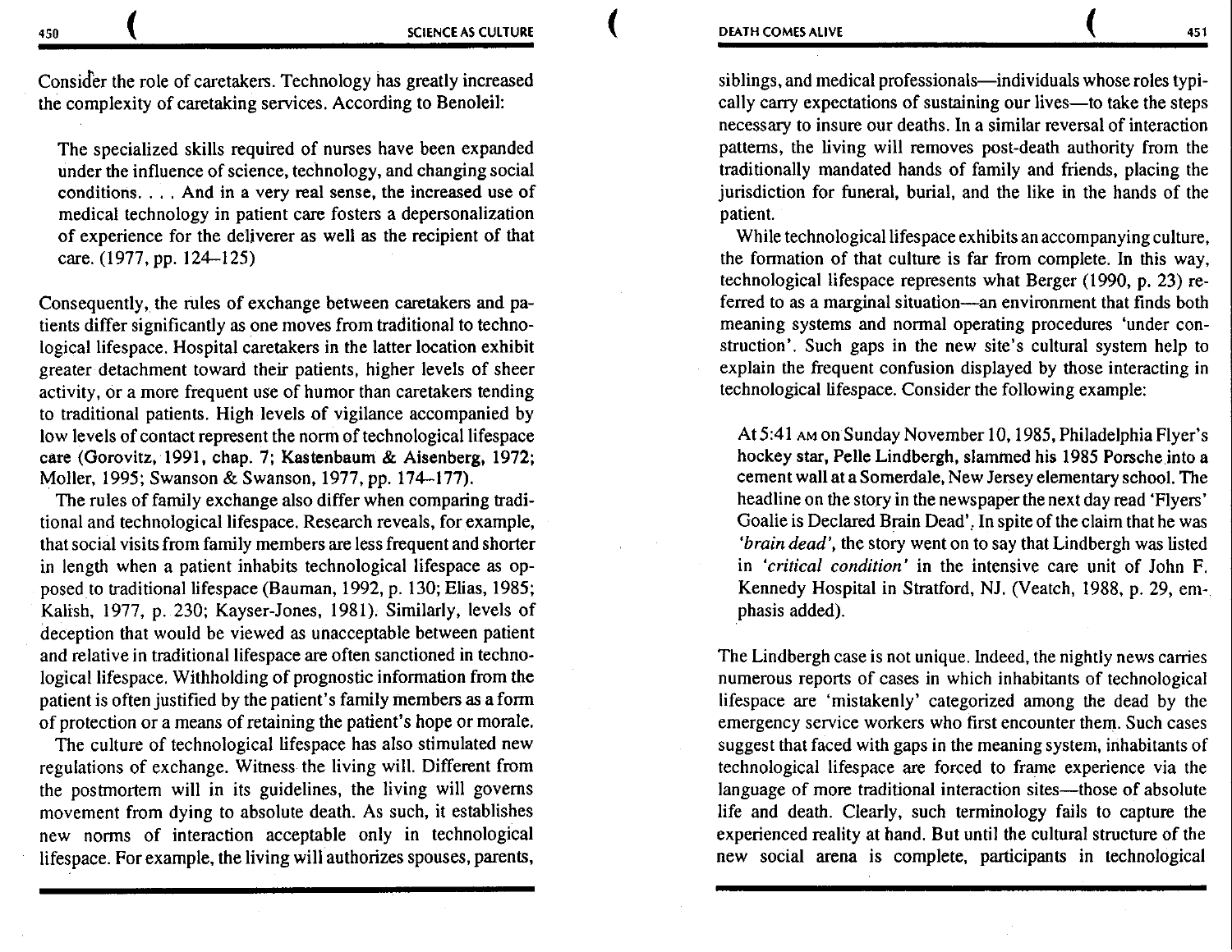Consider the role of caretakers. Technology has greatly increased the complexity of caretaking services. According to Benoleil:

> The specialized skills required of nurses have been expanded under the influence of science, technology, and changing social conditions. . . . And in a very real sense, the increased use of medical technology in patient care fosters a depersonalization of experience for the deliverer as well as the recipient of that care. (1977, pp. 124–125)

Consequently, the rules of exchange between caretakers and patients differ significantly as one moves from traditional to technological lifespace. Hospital caretakers in the latter location exhibit greater detachment toward their patients, higher levels of sheer activity, or a more frequent use of humor than caretakers tending to traditional patients. High levels of vigilance accompanied by low levels of contact represent the norm of technological lifespace care (Gorovitz, 1991, chap. 7; Kastenbaum & Aisenberg, 1972; Moller, 1995; Swanson & Swanson, 1977, pp. 174–177).

The rules of family exchange also differ when comparing traditional and technological lifespace. Research reveals, for example, that social visits from family members are less frequent and shorter in length when a patient inhabits technological lifespace as opposed to traditional lifespace (Bauman, 1992, p. 130; Elias, 1985; Kalish, 1977, p. 230; Kayser-Jones, 1981). Similarly, levels of deception that would be viewed as unacceptable between patient and relative in traditional lifespace are often sanctioned in technological lifespace. Withholding of prognostic information from the patient is often justified by the patient's family members as a form of protection or a means of retaining the patient's hope or morale.

The culture of technological lifespace has also stimulated new regulations of exchange. Witness the living will. Different from the postmortem will in its guidelines, the living will governs movement from dying to absolute death. As such, it establishes new norms of interaction acceptable only in technological lifespace. For example, the living will authorizes spouses, parents, siblings, and medical professionals—individuals whose roles typically carry expectations of sustaining our lives—to take the steps necessary to insure our deaths. In a similar reversal of interaction patterns, the living will removes post-death authority from the traditionally mandated hands of family and friends, placing the jurisdiction for funeral, burial, and the like in the hands of the patient.

While technological lifespace exhibits an accompanying culture, the formation of that culture is far from complete. In this way, technological lifespace represents what Berger (1990, p. 23) referred to as a marginal situation—an environment that finds both meaning systems and normal operating procedures 'under construction'. Such gaps in the new site's cultural system help to explain the frequent confusion displayed by those interacting in technological lifespace. Consider the following example:

> At 5:41 AM on Sunday November 10, 1985, Philadelphia Flyer's hockey star, Pelle Lindbergh, slammed his 1985 Porsche into a cement wall at a Somerdale, New Jersey elementary school. The headline on the story in the newspaper the next day read 'Flyers' Goalie is Declared Brain Dead'. In spite of the claim that he was *'brain dead'*, the story went on to say that Lindbergh was listed in *'critical condition'* in the intensive care unit of John F. Kennedy Hospital in Stratford, NJ. (Veatch, 1988, p. 29, emphasis added).

The Lindbergh case is not unique. Indeed, the nightly news carries numerous reports of cases in which inhabitants of technological lifespace are 'mistakenly' categorized among the dead by the emergency service workers who first encounter them. Such cases suggest that faced with gaps in the meaning system, inhabitants of technological lifespace are forced to frame experience via the language of more traditional interaction sites—those of absolute life and death. Clearly, such terminology fails to capture the experienced reality at hand. But until the cultural structure of the new social arena is complete, participants in technological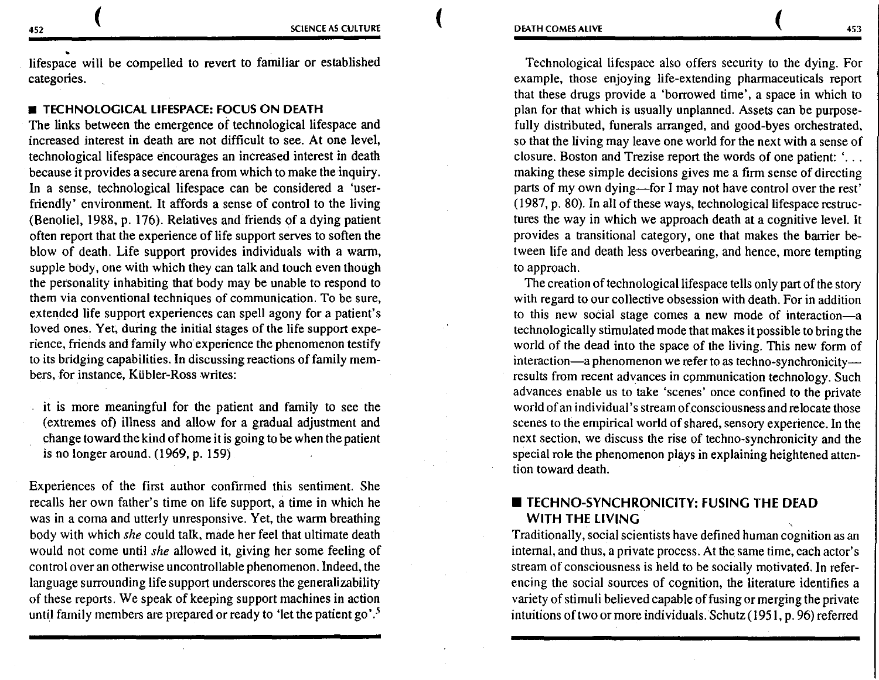lifespace will be compelled to revert to familiar or established categories.

## TECHNOLOGICAL LIFESPACE: FOCUS ON DEATH

The links between the emergence of technological lifespace and increased interest in death are not difficult to see. At one level, technological lifespace encourages an increased interest in death because it provides a secure arena from which to make the inquiry. In a sense, technological lifespace can be considered a 'user-friendly' environment. It affords a sense of control to the living (Benoliel, 1988, p. 176). Relatives and friends of a dying patient often report that the experience of life support serves to soften the blow of death. Life support provides individuals with a warm, supple body, one with which they can talk and touch even though the personality inhabiting that body may be unable to respond to them via conventional techniques of communication. To be sure, extended life support experiences can spell agony for a patient's loved ones. Yet, during the initial stages of the life support experience, friends and family who experience the phenomenon testify to its bridging capabilities. In discussing reactions of family members, for instance, Kübler-Ross writes:

> it is more meaningful for the patient and family to see the (extremes of) illness and allow for a gradual adjustment and change toward the kind of home it is going to be when the patient is no longer around. (1969, p. 159)

Experiences of the first author confirmed this sentiment. She recalls her own father's time on life support, a time in which he was in a coma and utterly unresponsive. Yet, the warm breathing body with which *she* could talk, made her feel that ultimate death would not come until *she* allowed it, giving her some feeling of control over an otherwise uncontrollable phenomenon. Indeed, the language surrounding life support underscores the generalizability of these reports. We speak of keeping support machines in action until family members are prepared or ready to 'let the patient go'.[5]

Technological lifespace also offers security to the dying. For example, those enjoying life-extending pharmaceuticals report that these drugs provide a 'borrowed time', a space in which to plan for that which is usually unplanned. Assets can be purposefully distributed, funerals arranged, and good-byes orchestrated, so that the living may leave one world for the next with a sense of closure. Boston and Trezise report the words of one patient: '. . . making these simple decisions gives me a firm sense of directing parts of my own dying—for I may not have control over the rest' (1987, p. 80). In all of these ways, technological lifespace restructures the way in which we approach death at a cognitive level. It provides a transitional category, one that makes the barrier between life and death less overbearing, and hence, more tempting to approach.

The creation of technological lifespace tells only part of the story with regard to our collective obsession with death. For in addition to this new social stage comes a new mode of interaction—a technologically stimulated mode that makes it possible to bring the world of the dead into the space of the living. This new form of interaction—a phenomenon we refer to as techno-synchronicity—results from recent advances in communication technology. Such advances enable us to take 'scenes' once confined to the private world of an individual's stream of consciousness and relocate those scenes to the empirical world of shared, sensory experience. In the next section, we discuss the rise of techno-synchronicity and the special role the phenomenon plays in explaining heightened attention toward death.

## TECHNO-SYNCHRONICITY: FUSING THE DEAD WITH THE LIVING

Traditionally, social scientists have defined human cognition as an internal, and thus, a private process. At the same time, each actor's stream of consciousness is held to be socially motivated. In referencing the social sources of cognition, the literature identifies a variety of stimuli believed capable of fusing or merging the private intuitions of two or more individuals. Schutz (1951, p. 96) referred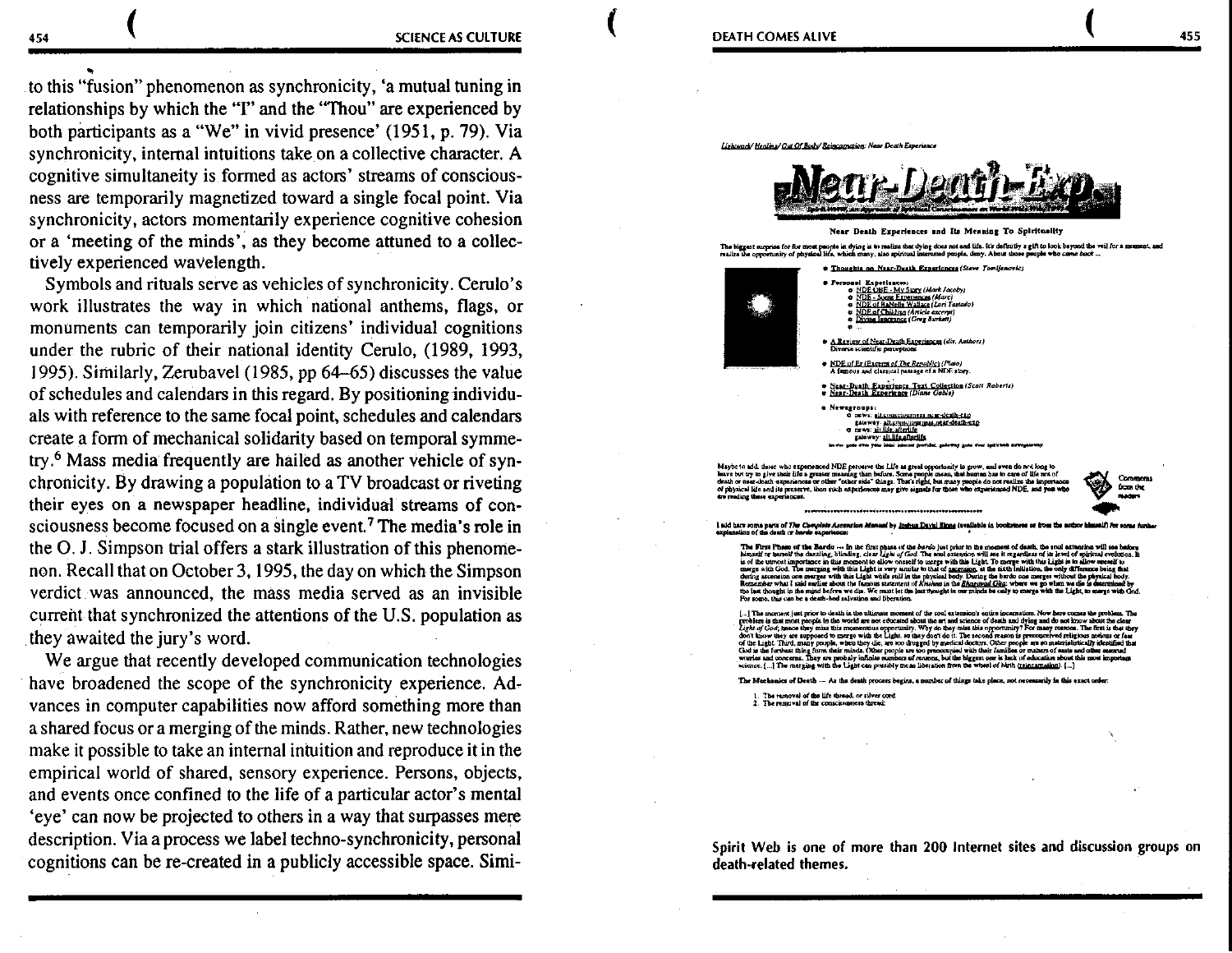to this "fusion" phenomenon as synchronicity, 'a mutual tuning in relationships by which the "I" and the "Thou" are experienced by both participants as a "We" in vivid presence' (1951, p. 79). Via synchronicity, internal intuitions take on a collective character. A cognitive simultaneity is formed as actors' streams of consciousness are temporarily magnetized toward a single focal point. Via synchronicity, actors momentarily experience cognitive cohesion or a 'meeting of the minds', as they become attuned to a collectively experienced wavelength.

Symbols and rituals serve as vehicles of synchronicity. Cerulo's work illustrates the way in which national anthems, flags, or monuments can temporarily join citizens' individual cognitions under the rubric of their national identity Cerulo, (1989, 1993, 1995). Similarly, Zerubavel (1985, pp 64–65) discusses the value of schedules and calendars in this regard. By positioning individuals with reference to the same focal point, schedules and calendars create a form of mechanical solidarity based on temporal symmetry.[6] Mass media frequently are hailed as another vehicle of synchronicity. By drawing a population to a TV broadcast or riveting their eyes on a newspaper headline, individual streams of consciousness become focused on a single event.[7] The media's role in the O. J. Simpson trial offers a stark illustration of this phenomenon. Recall that on October 3, 1995, the day on which the Simpson verdict was announced, the mass media served as an invisible current that synchronized the attentions of the U.S. population as they awaited the jury's word.

We argue that recently developed communication technologies have broadened the scope of the synchronicity experience. Advances in computer capabilities now afford something more than a shared focus or a merging of the minds. Rather, new technologies make it possible to take an internal intuition and reproduce it in the empirical world of shared, sensory experience. Persons, objects, and events once confined to the life of a particular actor's mental 'eye' can now be projected to others in a way that surpasses mere description. Via a process we label techno-synchronicity, personal cognitions can be re-created in a publicly accessible space. Simi-

Spirit Web is one of more than 200 Internet sites and discussion groups on death-related themes.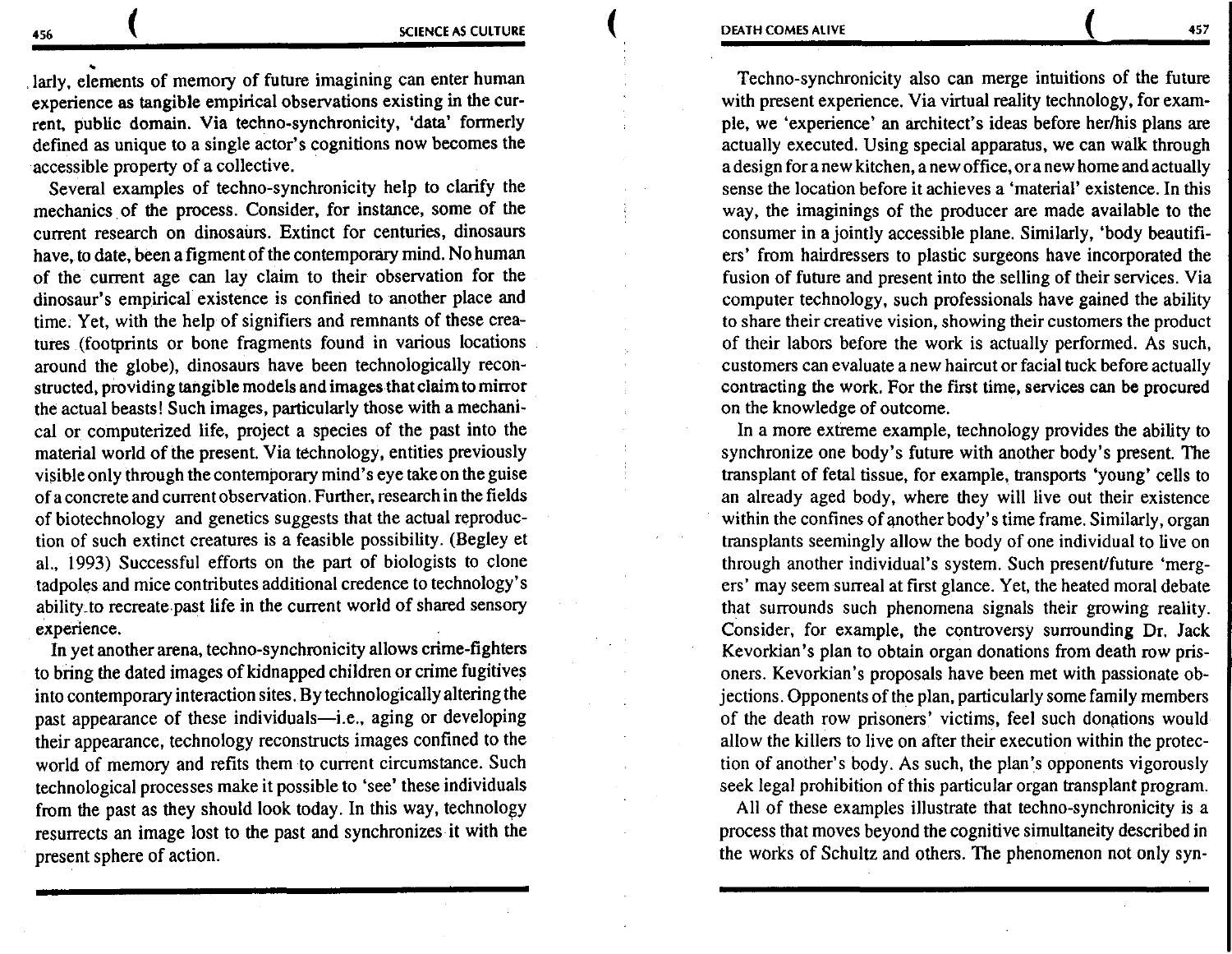larly, elements of memory of future imagining can enter human experience as tangible empirical observations existing in the current, public domain. Via techno-synchronicity, 'data' formerly defined as unique to a single actor's cognitions now becomes the accessible property of a collective.

Several examples of techno-synchronicity help to clarify the mechanics of the process. Consider, for instance, some of the current research on dinosaurs. Extinct for centuries, dinosaurs have, to date, been a figment of the contemporary mind. No human of the current age can lay claim to their observation for the dinosaur's empirical existence is confined to another place and time. Yet, with the help of signifiers and remnants of these creatures (footprints or bone fragments found in various locations around the globe), dinosaurs have been technologically reconstructed, providing tangible models and images that claim to mirror the actual beasts! Such images, particularly those with a mechanical or computerized life, project a species of the past into the material world of the present. Via technology, entities previously visible only through the contemporary mind's eye take on the guise of a concrete and current observation. Further, research in the fields of biotechnology and genetics suggests that the actual reproduction of such extinct creatures is a feasible possibility. (Begley et al., 1993) Successful efforts on the part of biologists to clone tadpoles and mice contributes additional credence to technology's ability to recreate past life in the current world of shared sensory experience.

In yet another arena, techno-synchronicity allows crime-fighters to bring the dated images of kidnapped children or crime fugitives into contemporary interaction sites. By technologically altering the past appearance of these individuals—i.e., aging or developing their appearance, technology reconstructs images confined to the world of memory and refits them to current circumstance. Such technological processes make it possible to 'see' these individuals from the past as they should look today. In this way, technology resurrects an image lost to the past and synchronizes it with the present sphere of action.

Techno-synchronicity also can merge intuitions of the future with present experience. Via virtual reality technology, for example, we 'experience' an architect's ideas before her/his plans are actually executed. Using special apparatus, we can walk through a design for a new kitchen, a new office, or a new home and actually sense the location before it achieves a 'material' existence. In this way, the imaginings of the producer are made available to the consumer in a jointly accessible plane. Similarly, 'body beautifiers' from hairdressers to plastic surgeons have incorporated the fusion of future and present into the selling of their services. Via computer technology, such professionals have gained the ability to share their creative vision, showing their customers the product of their labors before the work is actually performed. As such, customers can evaluate a new haircut or facial tuck before actually contracting the work. For the first time, services can be procured on the knowledge of outcome.

In a more extreme example, technology provides the ability to synchronize one body's future with another body's present. The transplant of fetal tissue, for example, transports 'young' cells to an already aged body, where they will live out their existence within the confines of another body's time frame. Similarly, organ transplants seemingly allow the body of one individual to live on through another individual's system. Such present/future 'mergers' may seem surreal at first glance. Yet, the heated moral debate that surrounds such phenomena signals their growing reality. Consider, for example, the controversy surrounding Dr. Jack Kevorkian's plan to obtain organ donations from death row prisoners. Kevorkian's proposals have been met with passionate objections. Opponents of the plan, particularly some family members of the death row prisoners' victims, feel such donations would allow the killers to live on after their execution within the protection of another's body. As such, the plan's opponents vigorously seek legal prohibition of this particular organ transplant program.

All of these examples illustrate that techno-synchronicity is a process that moves beyond the cognitive simultaneity described in the works of Schultz and others. The phenomenon not only syn-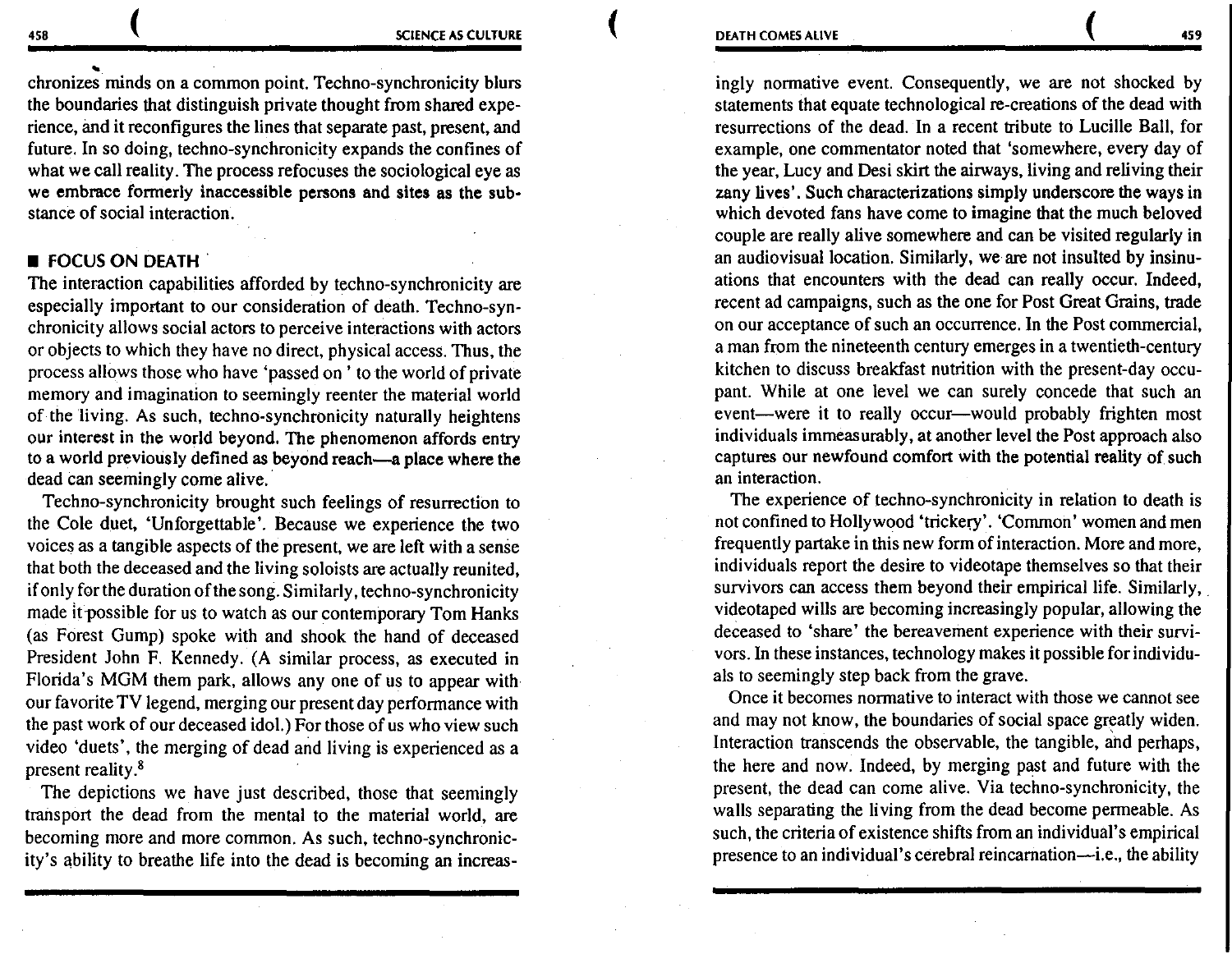chronizes minds on a common point. Techno-synchronicity blurs the boundaries that distinguish private thought from shared experience, and it reconfigures the lines that separate past, present, and future. In so doing, techno-synchronicity expands the confines of what we call reality. The process refocuses the sociological eye as we embrace formerly inaccessible persons and sites as the substance of social interaction.

## ■ FOCUS ON DEATH

The interaction capabilities afforded by techno-synchronicity are especially important to our consideration of death. Techno-synchronicity allows social actors to perceive interactions with actors or objects to which they have no direct, physical access. Thus, the process allows those who have 'passed on ' to the world of private memory and imagination to seemingly reenter the material world of the living. As such, techno-synchronicity naturally heightens our interest in the world beyond. The phenomenon affords entry to a world previously defined as beyond reach—a place where the dead can seemingly come alive.

Techno-synchronicity brought such feelings of resurrection to the Cole duet, 'Unforgettable'. Because we experience the two voices as a tangible aspects of the present, we are left with a sense that both the deceased and the living soloists are actually reunited, if only for the duration of the song. Similarly, techno-synchronicity made it possible for us to watch as our contemporary Tom Hanks (as Forest Gump) spoke with and shook the hand of deceased President John F. Kennedy. (A similar process, as executed in Florida's MGM them park, allows any one of us to appear with our favorite TV legend, merging our present day performance with the past work of our deceased idol.) For those of us who view such video 'duets', the merging of dead and living is experienced as a present reality.[8]

The depictions we have just described, those that seemingly transport the dead from the mental to the material world, are becoming more and more common. As such, techno-synchronicity's ability to breathe life into the dead is becoming an increasingly normative event. Consequently, we are not shocked by statements that equate technological re-creations of the dead with resurrections of the dead. In a recent tribute to Lucille Ball, for example, one commentator noted that 'somewhere, every day of the year, Lucy and Desi skirt the airways, living and reliving their zany lives'. Such characterizations simply underscore the ways in which devoted fans have come to imagine that the much beloved couple are really alive somewhere and can be visited regularly in an audiovisual location. Similarly, we are not insulted by insinuations that encounters with the dead can really occur. Indeed, recent ad campaigns, such as the one for Post Great Grains, trade on our acceptance of such an occurrence. In the Post commercial, a man from the nineteenth century emerges in a twentieth-century kitchen to discuss breakfast nutrition with the present-day occupant. While at one level we can surely concede that such an event—were it to really occur—would probably frighten most individuals immeasurably, at another level the Post approach also captures our newfound comfort with the potential reality of such an interaction.

The experience of techno-synchronicity in relation to death is not confined to Hollywood 'trickery'. 'Common' women and men frequently partake in this new form of interaction. More and more, individuals report the desire to videotape themselves so that their survivors can access them beyond their empirical life. Similarly, videotaped wills are becoming increasingly popular, allowing the deceased to 'share' the bereavement experience with their survivors. In these instances, technology makes it possible for individuals to seemingly step back from the grave.

Once it becomes normative to interact with those we cannot see and may not know, the boundaries of social space greatly widen. Interaction transcends the observable, the tangible, and perhaps, the here and now. Indeed, by merging past and future with the present, the dead can come alive. Via techno-synchronicity, the walls separating the living from the dead become permeable. As such, the criteria of existence shifts from an individual's empirical presence to an individual's cerebral reincarnation—i.e., the ability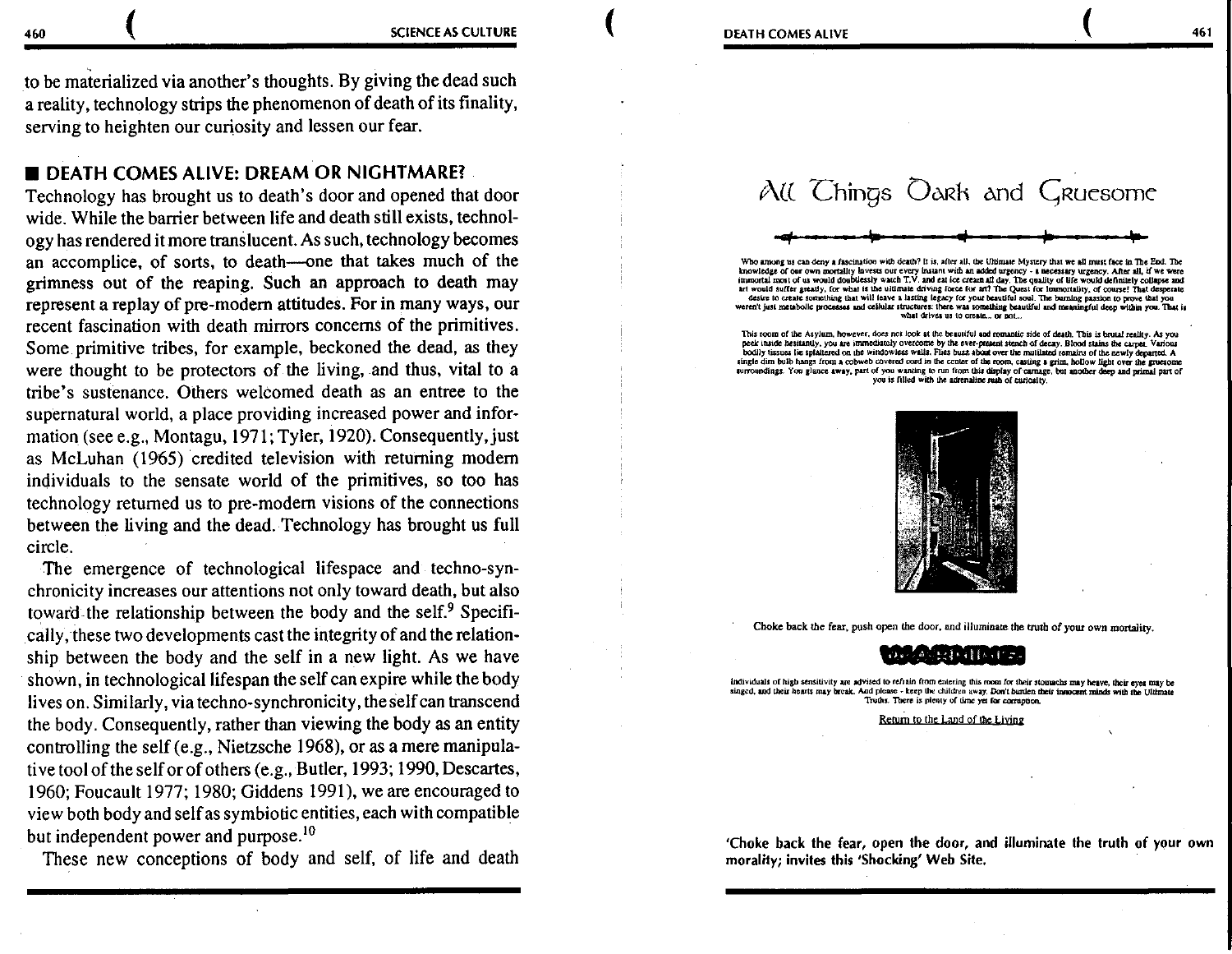to be materialized via another's thoughts. By giving the dead such a reality, technology strips the phenomenon of death of its finality, serving to heighten our curiosity and lessen our fear.

## ■ DEATH COMES ALIVE: DREAM OR NIGHTMARE?

Technology has brought us to death's door and opened that door wide. While the barrier between life and death still exists, technology has rendered it more translucent. As such, technology becomes an accomplice, of sorts, to death—one that takes much of the grimness out of the reaping. Such an approach to death may represent a replay of pre-modern attitudes. For in many ways, our recent fascination with death mirrors concerns of the primitives. Some primitive tribes, for example, beckoned the dead, as they were thought to be protectors of the living, and thus, vital to a tribe's sustenance. Others welcomed death as an entree to the supernatural world, a place providing increased power and information (see e.g., Montagu, 1971; Tyler, 1920). Consequently, just as McLuhan (1965) credited television with returning modern individuals to the sensate world of the primitives, so too has technology returned us to pre-modern visions of the connections between the living and the dead. Technology has brought us full circle.

The emergence of technological lifespace and techno-synchronicity increases our attentions not only toward death, but also toward the relationship between the body and the self.[9] Specifically, these two developments cast the integrity of and the relationship between the body and the self in a new light. As we have shown, in technological lifespan the self can expire while the body lives on. Similarly, via techno-synchronicity, the self can transcend the body. Consequently, rather than viewing the body as an entity controlling the self (e.g., Nietzsche 1968), or as a mere manipulative tool of the self or of others (e.g., Butler, 1993; 1990, Descartes, 1960; Foucault 1977; 1980; Giddens 1991), we are encouraged to view both body and self as symbiotic entities, each with compatible but independent power and purpose.[10]

These new conceptions of body and self, of life and death

All Things Dark and Gruesome

Who among us can deny a fascination with death? It is, after all, the Ultimate Mystery that we all must face in The End. The knowledge of our own mortality invests our every instant with an added urgency - a necessary urgency. After all, if we were immortal most of us would doubtlessly watch T.V. and eat ice cream all day. The quality of life would definitely collapse and art would suffer greatly, for what is the ultimate driving force for art? The Quest for Immortality, of course! That desperate desire to create something that will leave a lasting legacy for your beautiful soul. The burning passion to prove that you weren't just metabolic processes and cellular structures: there was something beautiful and meaningful deep within you. That is what drives us to create... or not...

This room of the Asylum, however, does not look at the beautiful and romantic side of death. This is brutal reality. As you peek inside hesitantly, you are immediately overcome by the ever-present stench of decay. Blood stains the carpet. Various bodily tissues lie splattered on the windowless walls. Flies buzz about over the mutilated remains of the newly departed. A single dim bulb hangs from a cobweb covered cord in the center of the room, casting a grim, hollow light over the gruesome surroundings. You glance away, part of you wanting to run from this display of carnage, but another deep and primal part of you is filled with the adrenaline rush of curiosity.

Choke back the fear, push open the door, and illuminate the truth of your own mortality.

WARNING:

Individuals of high sensitivity are advised to refrain from entering this room for their stomachs may heave, their eyes may be singed, and their hearts may break. And please - keep the children away. Don't burden their innocent minds with the Ultimate Truths. There is plenty of time yet for corruption.

Return to the Land of the Living

**'Choke back the fear, open the door, and illuminate the truth of your own morality; invites this 'Shocking' Web Site.**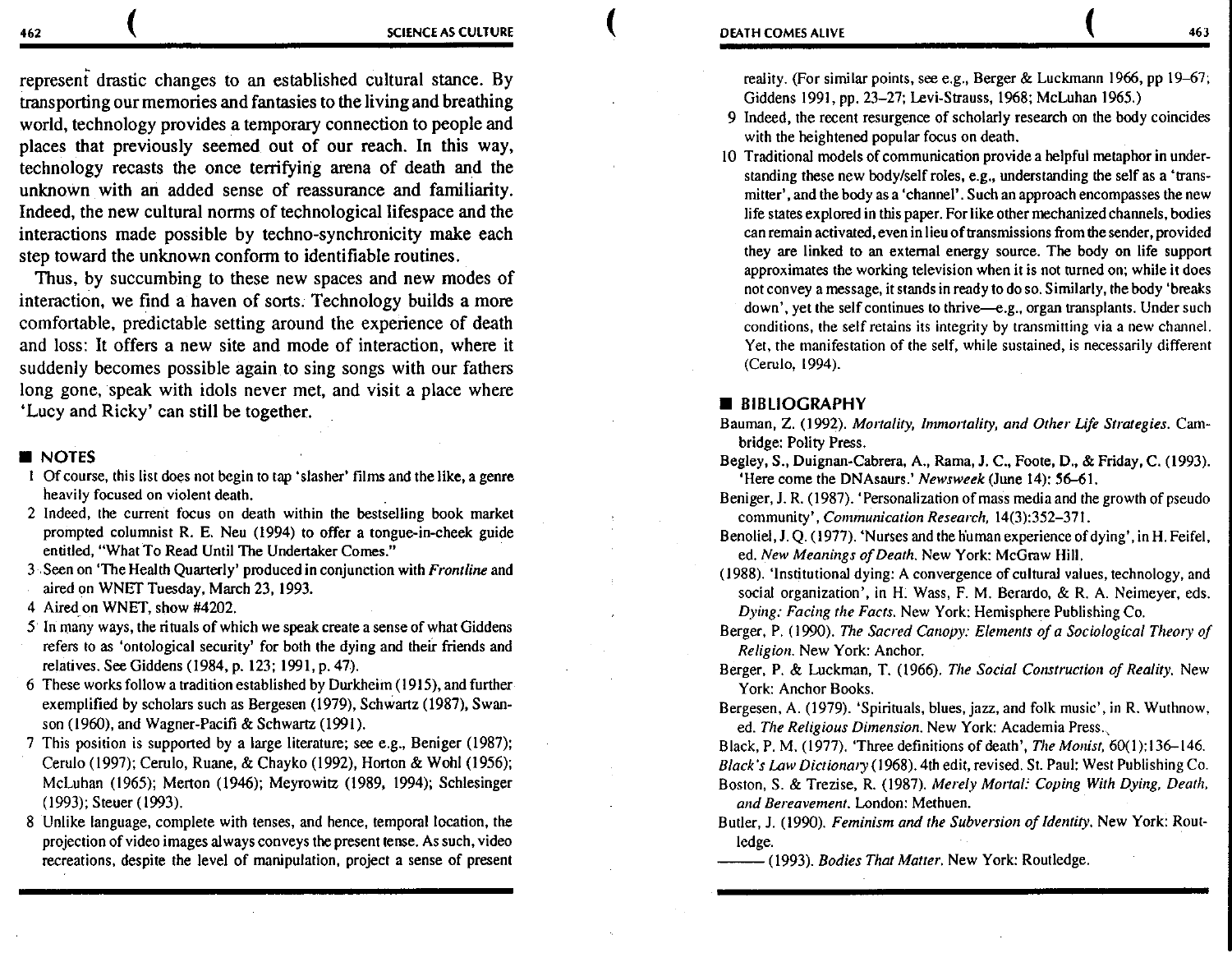represent drastic changes to an established cultural stance. By transporting our memories and fantasies to the living and breathing world, technology provides a temporary connection to people and places that previously seemed out of our reach. In this way, technology recasts the once terrifying arena of death and the unknown with an added sense of reassurance and familiarity. Indeed, the new cultural norms of technological lifespace and the interactions made possible by techno-synchronicity make each step toward the unknown conform to identifiable routines.

Thus, by succumbing to these new spaces and new modes of interaction, we find a haven of sorts. Technology builds a more comfortable, predictable setting around the experience of death and loss: It offers a new site and mode of interaction, where it suddenly becomes possible again to sing songs with our fathers long gone, speak with idols never met, and visit a place where 'Lucy and Ricky' can still be together.

## NOTES

1. Of course, this list does not begin to tap 'slasher' films and the like, a genre heavily focused on violent death.
2. Indeed, the current focus on death within the bestselling book market prompted columnist R. E. Neu (1994) to offer a tongue-in-cheek guide entitled, "What To Read Until The Undertaker Comes."
3. Seen on 'The Health Quarterly' produced in conjunction with *Frontline* and aired on WNET Tuesday, March 23, 1993.
4. Aired on WNET, show #4202.
5. In many ways, the rituals of which we speak create a sense of what Giddens refers to as 'ontological security' for both the dying and their friends and relatives. See Giddens (1984, p. 123; 1991, p. 47).
6. These works follow a tradition established by Durkheim (1915), and further exemplified by scholars such as Bergesen (1979), Schwartz (1987), Swanson (1960), and Wagner-Pacifi & Schwartz (1991).
7. This position is supported by a large literature; see e.g., Beniger (1987); Cerulo (1997); Cerulo, Ruane, & Chayko (1992), Horton & Wohl (1956); McLuhan (1965); Merton (1946); Meyrowitz (1989, 1994); Schlesinger (1993); Steuer (1993).
8. Unlike language, complete with tenses, and hence, temporal location, the projection of video images always conveys the present tense. As such, video recreations, despite the level of manipulation, project a sense of present reality. (For similar points, see e.g., Berger & Luckmann 1966, pp 19–67; Giddens 1991, pp. 23–27; Levi-Strauss, 1968; McLuhan 1965.)
9. Indeed, the recent resurgence of scholarly research on the body coincides with the heightened popular focus on death.
10. Traditional models of communication provide a helpful metaphor in understanding these new body/self roles, e.g., understanding the self as a 'transmitter', and the body as a 'channel'. Such an approach encompasses the new life states explored in this paper. For like other mechanized channels, bodies can remain activated, even in lieu of transmissions from the sender, provided they are linked to an external energy source. The body on life support approximates the working television when it is not turned on; while it does not convey a message, it stands in ready to do so. Similarly, the body 'breaks down', yet the self continues to thrive—e.g., organ transplants. Under such conditions, the self retains its integrity by transmitting via a new channel. Yet, the manifestation of the self, while sustained, is necessarily different (Cerulo, 1994).

## BIBLIOGRAPHY

Bauman, Z. (1992). *Mortality, Immortality, and Other Life Strategies*. Cambridge: Polity Press.

Begley, S., Duignan-Cabrera, A., Rama, J. C., Foote, D., & Friday, C. (1993). 'Here come the DNAsaurs.' *Newsweek* (June 14): 56–61.

Beniger, J. R. (1987). 'Personalization of mass media and the growth of pseudo community', *Communication Research*, 14(3):352–371.

Benoliel, J. Q. (1977). 'Nurses and the human experience of dying', in H. Feifel, ed. *New Meanings of Death*. New York: McGraw Hill.

(1988). 'Institutional dying: A convergence of cultural values, technology, and social organization', in H. Wass, F. M. Berardo, & R. A. Neimeyer, eds. *Dying: Facing the Facts*. New York: Hemisphere Publishing Co.

Berger, P. (1990). *The Sacred Canopy: Elements of a Sociological Theory of Religion*. New York: Anchor.

Berger, P. & Luckman, T. (1966). *The Social Construction of Reality*. New York: Anchor Books.

Bergesen, A. (1979). 'Spirituals, blues, jazz, and folk music', in R. Wuthnow, ed. *The Religious Dimension*. New York: Academia Press.

Black, P. M. (1977). 'Three definitions of death', *The Monist*, 60(1):136–146.

*Black's Law Dictionary* (1968). 4th edit, revised. St. Paul: West Publishing Co.

Boston, S. & Trezise, R. (1987). *Merely Mortal: Coping With Dying, Death, and Bereavement*. London: Methuen.

Butler, J. (1990). *Feminism and the Subversion of Identity*. New York: Routledge.

——— (1993). *Bodies That Matter*. New York: Routledge.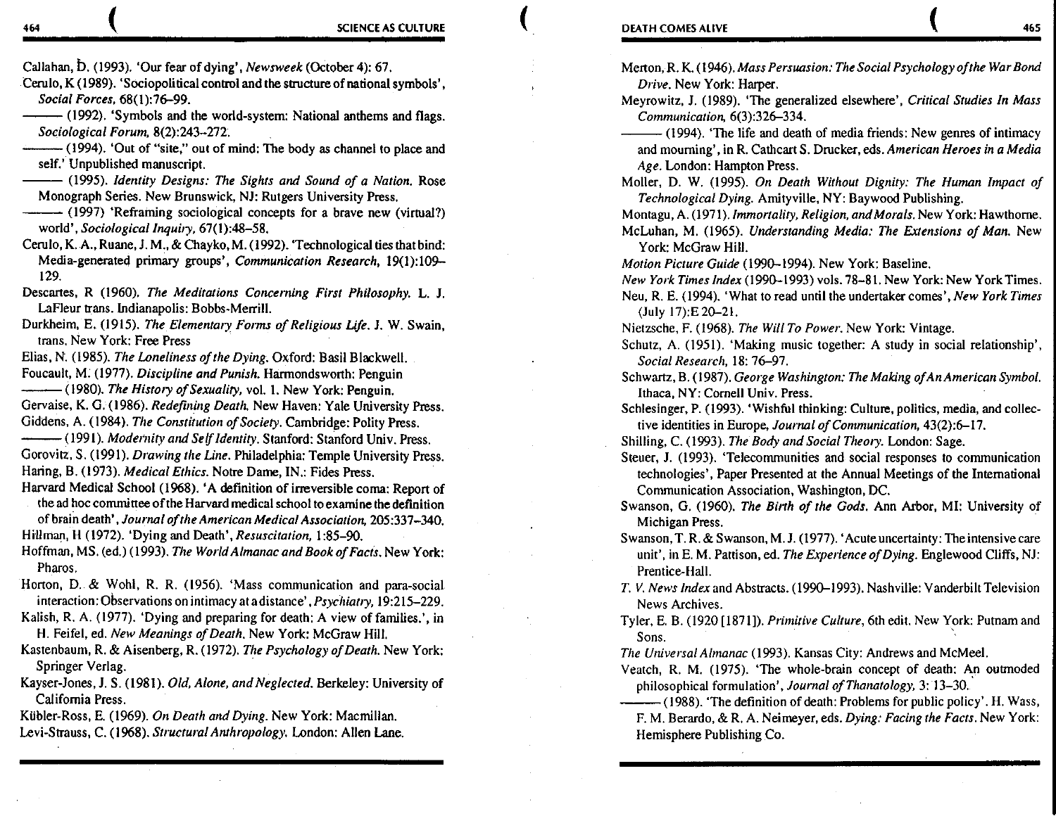Callahan, D. (1993). 'Our fear of dying', *Newsweek* (October 4): 67.

Cerulo, K (1989). 'Sociopolitical control and the structure of national symbols', *Social Forces*, 68(1):76–99.

——— (1992). 'Symbols and the world-system: National anthems and flags. *Sociological Forum*, 8(2):243–272.

——— (1994). 'Out of "site," out of mind: The body as channel to place and self.' Unpublished manuscript.

——— (1995). *Identity Designs: The Sights and Sound of a Nation*. Rose Monograph Series. New Brunswick, NJ: Rutgers University Press.

——— (1997) 'Reframing sociological concepts for a brave new (virtual?) world', *Sociological Inquiry*, 67(1):48–58.

Cerulo, K. A., Ruane, J. M., & Chayko, M. (1992). 'Technological ties that bind: Media-generated primary groups', *Communication Research*, 19(1):109–129.

Descartes, R (1960). *The Meditations Concerning First Philosophy*. L. J. LaFleur trans. Indianapolis: Bobbs-Merrill.

Durkheim, E. (1915). *The Elementary Forms of Religious Life*. J. W. Swain, trans. New York: Free Press

Elias, N. (1985). *The Loneliness of the Dying*. Oxford: Basil Blackwell.

Foucault, M. (1977). *Discipline and Punish*. Harmondsworth: Penguin

——— (1980). *The History of Sexuality*, vol. 1. New York: Penguin.

Gervaise, K. G. (1986). *Redefining Death*. New Haven: Yale University Press.

Giddens, A. (1984). *The Constitution of Society*. Cambridge: Polity Press.

——— (1991). *Modernity and Self Identity*. Stanford: Stanford Univ. Press.

Gorovitz, S. (1991). *Drawing the Line*. Philadelphia: Temple University Press.

Haring, B. (1973). *Medical Ethics*. Notre Dame, IN.: Fides Press.

Harvard Medical School (1968). 'A definition of irreversible coma: Report of the ad hoc committee of the Harvard medical school to examine the definition of brain death', *Journal of the American Medical Association*, 205:337–340.

Hillman, H (1972). 'Dying and Death', *Resuscitation*, 1:85–90.

Hoffman, MS. (ed.) (1993). *The World Almanac and Book of Facts*. New York: Pharos.

Horton, D. & Wohl, R. R. (1956). 'Mass communication and para-social interaction: Observations on intimacy at a distance', *Psychiatry*, 19:215–229.

Kalish, R. A. (1977). 'Dying and preparing for death: A view of families.', in H. Feifel, ed. *New Meanings of Death*. New York: McGraw Hill.

Kastenbaum, R. & Aisenberg, R. (1972). *The Psychology of Death*. New York: Springer Verlag.

Kayser-Jones, J. S. (1981). *Old, Alone, and Neglected*. Berkeley: University of California Press.

Kübler-Ross, E. (1969). *On Death and Dying*. New York: Macmillan.

Levi-Strauss, C. (1968). *Structural Anthropology*. London: Allen Lane.

Merton, R. K. (1946). *Mass Persuasion: The Social Psychology of the War Bond Drive*. New York: Harper.

Meyrowitz, J. (1989). 'The generalized elsewhere', *Critical Studies In Mass Communication*, 6(3):326–334.

——— (1994). 'The life and death of media friends: New genres of intimacy and mourning', in R. Cathcart S. Drucker, eds. *American Heroes in a Media Age*. London: Hampton Press.

Moller, D. W. (1995). *On Death Without Dignity: The Human Impact of Technological Dying*. Amityville, NY: Baywood Publishing.

Montagu, A. (1971). *Immortality, Religion, and Morals*. New York: Hawthorne.

McLuhan, M. (1965). *Understanding Media: The Extensions of Man*. New York: McGraw Hill.

*Motion Picture Guide* (1990–1994). New York: Baseline.

*New York Times Index* (1990–1993) vols. 78–81. New York: New York Times.

Neu, R. E. (1994). 'What to read until the undertaker comes', *New York Times* (July 17):E 20–21.

Nietzsche, F. (1968). *The Will To Power*. New York: Vintage.

Schutz, A. (1951). 'Making music together: A study in social relationship', *Social Research*, 18: 76–97.

Schwartz, B. (1987). *George Washington: The Making of An American Symbol*. Ithaca, NY: Cornell Univ. Press.

Schlesinger, P. (1993). 'Wishful thinking: Culture, politics, media, and collective identities in Europe, *Journal of Communication*, 43(2):6–17.

Shilling, C. (1993). *The Body and Social Theory*. London: Sage.

Steuer, J. (1993). 'Telecommunities and social responses to communication technologies', Paper Presented at the Annual Meetings of the International Communication Association, Washington, DC.

Swanson, G. (1960). *The Birth of the Gods*. Ann Arbor, MI: University of Michigan Press.

Swanson, T. R. & Swanson, M. J. (1977). 'Acute uncertainty: The intensive care unit', in E. M. Pattison, ed. *The Experience of Dying*. Englewood Cliffs, NJ: Prentice-Hall.

*T. V. News Index* and Abstracts. (1990–1993). Nashville: Vanderbilt Television News Archives.

Tyler, E. B. (1920 [1871]). *Primitive Culture*, 6th edit. New York: Putnam and Sons.

*The Universal Almanac* (1993). Kansas City: Andrews and McMeel.

Veatch, R. M. (1975). 'The whole-brain concept of death: An outmoded philosophical formulation', *Journal of Thanatology*, 3: 13–30.

——— (1988). 'The definition of death: Problems for public policy'. H. Wass, F. M. Berardo, & R. A. Neimeyer, eds. *Dying: Facing the Facts*. New York: Hemisphere Publishing Co.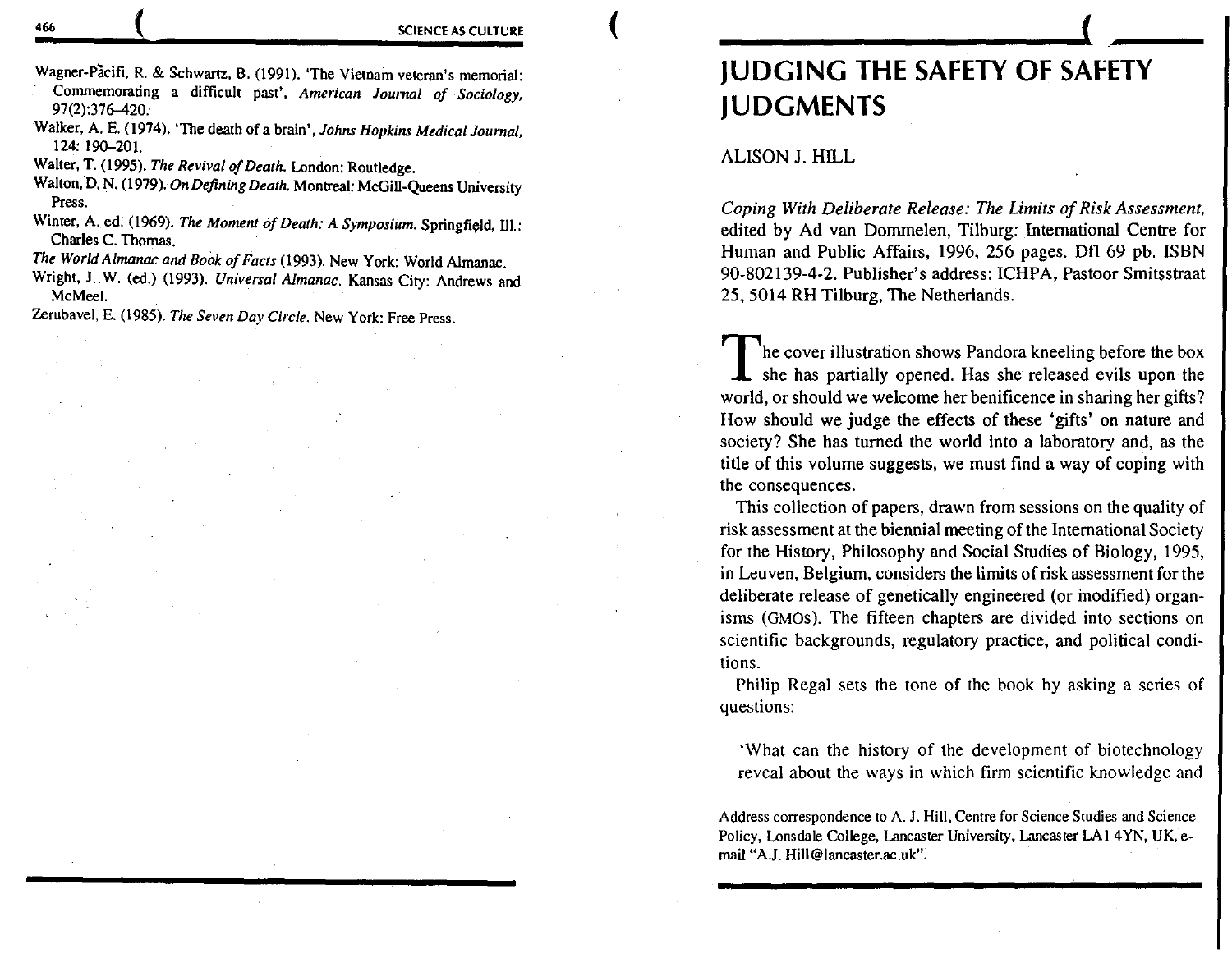Wagner-Pacifi, R. & Schwartz, B. (1991). 'The Vietnam veteran's memorial: Commemorating a difficult past', *American Journal of Sociology*, 97(2):376–420.

Walker, A. E. (1974). 'The death of a brain', *Johns Hopkins Medical Journal*, 124: 190–201.

Walter, T. (1995). *The Revival of Death*. London: Routledge.

Walton, D. N. (1979). *On Defining Death*. Montreal: McGill-Queens University Press.

Winter, A. ed. (1969). *The Moment of Death: A Symposium*. Springfield, Ill.: Charles C. Thomas.

*The World Almanac and Book of Facts* (1993). New York: World Almanac.

Wright, J. W. (ed.) (1993). *Universal Almanac*. Kansas City: Andrews and McMeel.

Zerubavel, E. (1985). *The Seven Day Circle*. New York: Free Press.

# JUDGING THE SAFETY OF SAFETY JUDGMENTS

ALISON J. HILL

*Coping With Deliberate Release: The Limits of Risk Assessment*, edited by Ad van Dommelen, Tilburg: International Centre for Human and Public Affairs, 1996, 256 pages. Dfl 69 pb. ISBN 90-802139-4-2. Publisher's address: ICHPA, Pastoor Smitsstraat 25, 5014 RH Tilburg, The Netherlands.

The cover illustration shows Pandora kneeling before the box she has partially opened. Has she released evils upon the world, or should we welcome her benificence in sharing her gifts? How should we judge the effects of these 'gifts' on nature and society? She has turned the world into a laboratory and, as the title of this volume suggests, we must find a way of coping with the consequences.

This collection of papers, drawn from sessions on the quality of risk assessment at the biennial meeting of the International Society for the History, Philosophy and Social Studies of Biology, 1995, in Leuven, Belgium, considers the limits of risk assessment for the deliberate release of genetically engineered (or modified) organisms (GMOs). The fifteen chapters are divided into sections on scientific backgrounds, regulatory practice, and political conditions.

Philip Regal sets the tone of the book by asking a series of questions:

'What can the history of the development of biotechnology reveal about the ways in which firm scientific knowledge and

Address correspondence to A. J. Hill, Centre for Science Studies and Science Policy, Lonsdale College, Lancaster University, Lancaster LA1 4YN, UK, e-mail "A.J. Hill@lancaster.ac.uk".